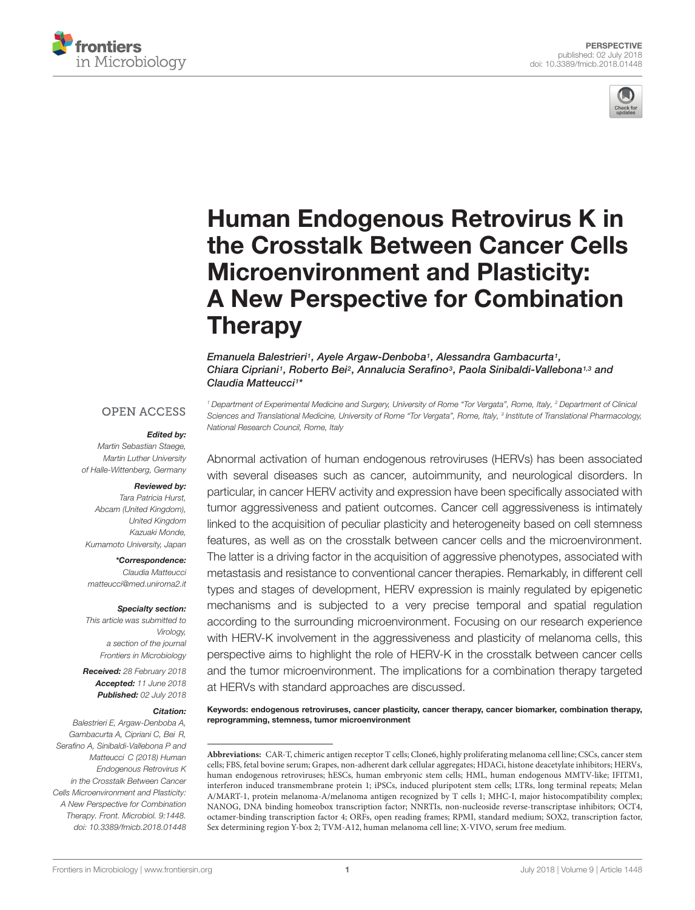PERSPECTIVE
published: 02 July 2018
doi: 10.3389/fmicb.2018.01448

# Human Endogenous Retrovirus K in the Crosstalk Between Cancer Cells Microenvironment and Plasticity: A New Perspective for Combination Therapy

*Emanuela Balestrieri[1], Ayele Argaw-Denboba[1], Alessandra Gambacurta[1], Chiara Cipriani[1], Roberto Bei[2], Annalucia Serafino[3], Paola Sinibaldi-Vallebona[1,3] and Claudia Matteucci[1]**

[1] Department of Experimental Medicine and Surgery, University of Rome "Tor Vergata", Rome, Italy, [2] Department of Clinical Sciences and Translational Medicine, University of Rome "Tor Vergata", Rome, Italy, [3] Institute of Translational Pharmacology, National Research Council, Rome, Italy

OPEN ACCESS

***Edited by:***
Martin Sebastian Staege,
Martin Luther University of Halle-Wittenberg, Germany

***Reviewed by:***
Tara Patricia Hurst,
Abcam (United Kingdom), United Kingdom
Kazuaki Monde,
Kumamoto University, Japan

***\*Correspondence:***
Claudia Matteucci
matteucci@med.uniroma2.it

***Specialty section:***
This article was submitted to Virology, a section of the journal Frontiers in Microbiology

***Received:*** 28 February 2018
***Accepted:*** 11 June 2018
***Published:*** 02 July 2018

***Citation:***
Balestrieri E, Argaw-Denboba A, Gambacurta A, Cipriani C, Bei R, Serafino A, Sinibaldi-Vallebona P and Matteucci C (2018) Human Endogenous Retrovirus K in the Crosstalk Between Cancer Cells Microenvironment and Plasticity: A New Perspective for Combination Therapy. Front. Microbiol. 9:1448. doi: 10.3389/fmicb.2018.01448

Abnormal activation of human endogenous retroviruses (HERVs) has been associated with several diseases such as cancer, autoimmunity, and neurological disorders. In particular, in cancer HERV activity and expression have been specifically associated with tumor aggressiveness and patient outcomes. Cancer cell aggressiveness is intimately linked to the acquisition of peculiar plasticity and heterogeneity based on cell stemness features, as well as on the crosstalk between cancer cells and the microenvironment. The latter is a driving factor in the acquisition of aggressive phenotypes, associated with metastasis and resistance to conventional cancer therapies. Remarkably, in different cell types and stages of development, HERV expression is mainly regulated by epigenetic mechanisms and is subjected to a very precise temporal and spatial regulation according to the surrounding microenvironment. Focusing on our research experience with HERV-K involvement in the aggressiveness and plasticity of melanoma cells, this perspective aims to highlight the role of HERV-K in the crosstalk between cancer cells and the tumor microenvironment. The implications for a combination therapy targeted at HERVs with standard approaches are discussed.

**Keywords: endogenous retroviruses, cancer plasticity, cancer therapy, cancer biomarker, combination therapy, reprogramming, stemness, tumor microenvironment**

**Abbreviations:** CAR-T, chimeric antigen receptor T cells; Clone6, highly proliferating melanoma cell line; CSCs, cancer stem cells; FBS, fetal bovine serum; Grapes, non-adherent dark cellular aggregates; HDACi, histone deacetylate inhibitors; HERVs, human endogenous retroviruses; hESCs, human embryonic stem cells; HML, human endogenous MMTV-like; IFITM1, interferon induced transmembrane protein 1; iPSCs, induced pluripotent stem cells; LTRs, long terminal repeats; Melan A/MART-1, protein melanoma-A/melanoma antigen recognized by T cells 1; MHC-I, major histocompatibility complex; NANOG, DNA binding homeobox transcription factor; NNRTIs, non-nucleoside reverse-transcriptase inhibitors; OCT4, octamer-binding transcription factor 4; ORFs, open reading frames; RPMI, standard medium; SOX2, transcription factor, Sex determining region Y-box 2; TVM-A12, human melanoma cell line; X-VIVO, serum free medium.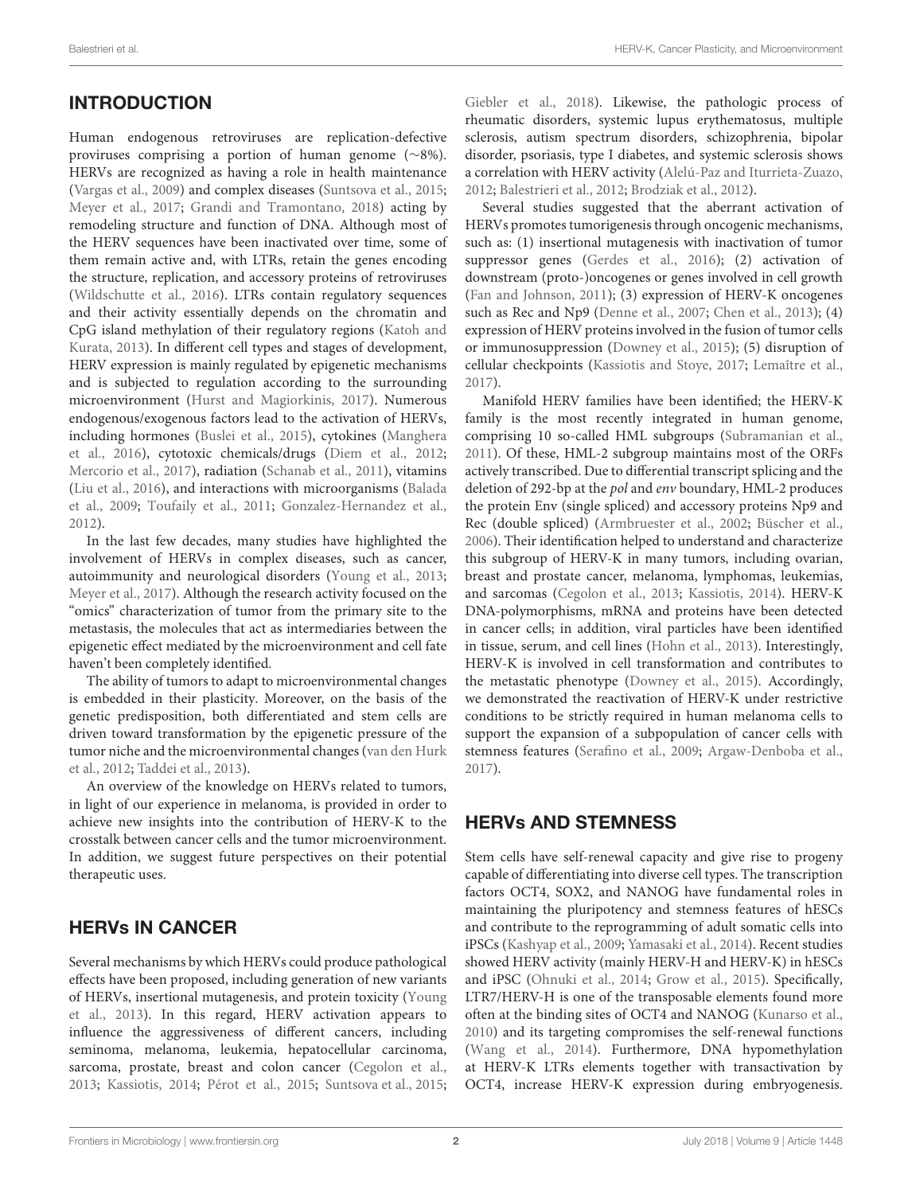## INTRODUCTION

Human endogenous retroviruses are replication-defective proviruses comprising a portion of human genome (∼8%). HERVs are recognized as having a role in health maintenance (Vargas et al., 2009) and complex diseases (Suntsova et al., 2015; Meyer et al., 2017; Grandi and Tramontano, 2018) acting by remodeling structure and function of DNA. Although most of the HERV sequences have been inactivated over time, some of them remain active and, with LTRs, retain the genes encoding the structure, replication, and accessory proteins of retroviruses (Wildschutte et al., 2016). LTRs contain regulatory sequences and their activity essentially depends on the chromatin and CpG island methylation of their regulatory regions (Katoh and Kurata, 2013). In different cell types and stages of development, HERV expression is mainly regulated by epigenetic mechanisms and is subjected to regulation according to the surrounding microenvironment (Hurst and Magiorkinis, 2017). Numerous endogenous/exogenous factors lead to the activation of HERVs, including hormones (Buslei et al., 2015), cytokines (Manghera et al., 2016), cytotoxic chemicals/drugs (Diem et al., 2012; Mercorio et al., 2017), radiation (Schanab et al., 2011), vitamins (Liu et al., 2016), and interactions with microorganisms (Balada et al., 2009; Toufaily et al., 2011; Gonzalez-Hernandez et al., 2012).

In the last few decades, many studies have highlighted the involvement of HERVs in complex diseases, such as cancer, autoimmunity and neurological disorders (Young et al., 2013; Meyer et al., 2017). Although the research activity focused on the "omics" characterization of tumor from the primary site to the metastasis, the molecules that act as intermediaries between the epigenetic effect mediated by the microenvironment and cell fate haven't been completely identified.

The ability of tumors to adapt to microenvironmental changes is embedded in their plasticity. Moreover, on the basis of the genetic predisposition, both differentiated and stem cells are driven toward transformation by the epigenetic pressure of the tumor niche and the microenvironmental changes (van den Hurk et al., 2012; Taddei et al., 2013).

An overview of the knowledge on HERVs related to tumors, in light of our experience in melanoma, is provided in order to achieve new insights into the contribution of HERV-K to the crosstalk between cancer cells and the tumor microenvironment. In addition, we suggest future perspectives on their potential therapeutic uses.

## HERVs IN CANCER

Several mechanisms by which HERVs could produce pathological effects have been proposed, including generation of new variants of HERVs, insertional mutagenesis, and protein toxicity (Young et al., 2013). In this regard, HERV activation appears to influence the aggressiveness of different cancers, including seminoma, melanoma, leukemia, hepatocellular carcinoma, sarcoma, prostate, breast and colon cancer (Cegolon et al., 2013; Kassiotis, 2014; Pérot et al., 2015; Suntsova et al., 2015; Giebler et al., 2018). Likewise, the pathologic process of rheumatic disorders, systemic lupus erythematosus, multiple sclerosis, autism spectrum disorders, schizophrenia, bipolar disorder, psoriasis, type I diabetes, and systemic sclerosis shows a correlation with HERV activity (Alelú-Paz and Iturrieta-Zuazo, 2012; Balestrieri et al., 2012; Brodziak et al., 2012).

Several studies suggested that the aberrant activation of HERVs promotes tumorigenesis through oncogenic mechanisms, such as: (1) insertional mutagenesis with inactivation of tumor suppressor genes (Gerdes et al., 2016); (2) activation of downstream (proto-)oncogenes or genes involved in cell growth (Fan and Johnson, 2011); (3) expression of HERV-K oncogenes such as Rec and Np9 (Denne et al., 2007; Chen et al., 2013); (4) expression of HERV proteins involved in the fusion of tumor cells or immunosuppression (Downey et al., 2015); (5) disruption of cellular checkpoints (Kassiotis and Stoye, 2017; Lemaître et al., 2017).

Manifold HERV families have been identified; the HERV-K family is the most recently integrated in human genome, comprising 10 so-called HML subgroups (Subramanian et al., 2011). Of these, HML-2 subgroup maintains most of the ORFs actively transcribed. Due to differential transcript splicing and the deletion of 292-bp at the *pol* and *env* boundary, HML-2 produces the protein Env (single spliced) and accessory proteins Np9 and Rec (double spliced) (Armbruester et al., 2002; Büscher et al., 2006). Their identification helped to understand and characterize this subgroup of HERV-K in many tumors, including ovarian, breast and prostate cancer, melanoma, lymphomas, leukemias, and sarcomas (Cegolon et al., 2013; Kassiotis, 2014). HERV-K DNA-polymorphisms, mRNA and proteins have been detected in cancer cells; in addition, viral particles have been identified in tissue, serum, and cell lines (Hohn et al., 2013). Interestingly, HERV-K is involved in cell transformation and contributes to the metastatic phenotype (Downey et al., 2015). Accordingly, we demonstrated the reactivation of HERV-K under restrictive conditions to be strictly required in human melanoma cells to support the expansion of a subpopulation of cancer cells with stemness features (Serafino et al., 2009; Argaw-Denboba et al., 2017).

## HERVs AND STEMNESS

Stem cells have self-renewal capacity and give rise to progeny capable of differentiating into diverse cell types. The transcription factors OCT4, SOX2, and NANOG have fundamental roles in maintaining the pluripotency and stemness features of hESCs and contribute to the reprogramming of adult somatic cells into iPSCs (Kashyap et al., 2009; Yamasaki et al., 2014). Recent studies showed HERV activity (mainly HERV-H and HERV-K) in hESCs and iPSC (Ohnuki et al., 2014; Grow et al., 2015). Specifically, LTR7/HERV-H is one of the transposable elements found more often at the binding sites of OCT4 and NANOG (Kunarso et al., 2010) and its targeting compromises the self-renewal functions (Wang et al., 2014). Furthermore, DNA hypomethylation at HERV-K LTRs elements together with transactivation by OCT4, increase HERV-K expression during embryogenesis.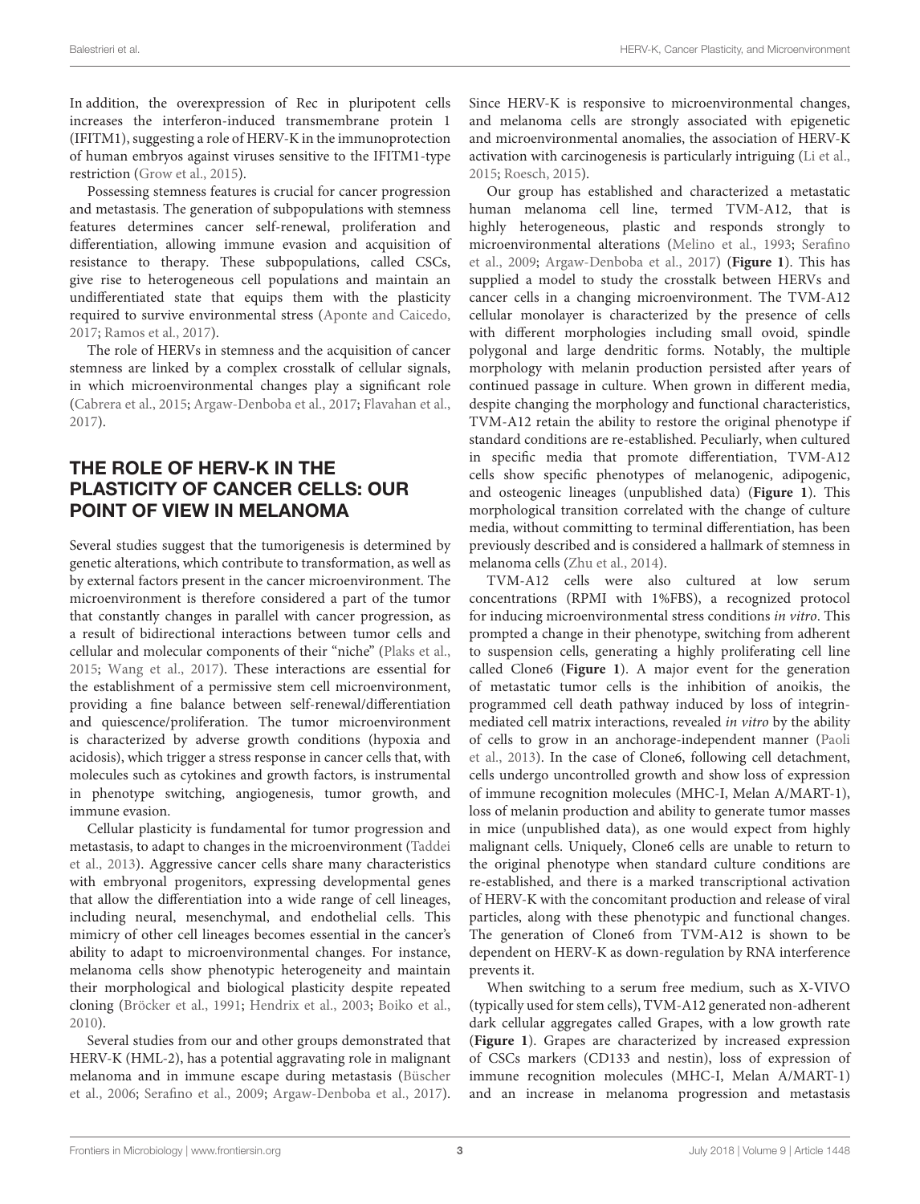In addition, the overexpression of Rec in pluripotent cells increases the interferon-induced transmembrane protein 1 (IFITM1), suggesting a role of HERV-K in the immunoprotection of human embryos against viruses sensitive to the IFITM1-type restriction (Grow et al., 2015).

Possessing stemness features is crucial for cancer progression and metastasis. The generation of subpopulations with stemness features determines cancer self-renewal, proliferation and differentiation, allowing immune evasion and acquisition of resistance to therapy. These subpopulations, called CSCs, give rise to heterogeneous cell populations and maintain an undifferentiated state that equips them with the plasticity required to survive environmental stress (Aponte and Caicedo, 2017; Ramos et al., 2017).

The role of HERVs in stemness and the acquisition of cancer stemness are linked by a complex crosstalk of cellular signals, in which microenvironmental changes play a significant role (Cabrera et al., 2015; Argaw-Denboba et al., 2017; Flavahan et al., 2017).

## THE ROLE OF HERV-K IN THE PLASTICITY OF CANCER CELLS: OUR POINT OF VIEW IN MELANOMA

Several studies suggest that the tumorigenesis is determined by genetic alterations, which contribute to transformation, as well as by external factors present in the cancer microenvironment. The microenvironment is therefore considered a part of the tumor that constantly changes in parallel with cancer progression, as a result of bidirectional interactions between tumor cells and cellular and molecular components of their "niche" (Plaks et al., 2015; Wang et al., 2017). These interactions are essential for the establishment of a permissive stem cell microenvironment, providing a fine balance between self-renewal/differentiation and quiescence/proliferation. The tumor microenvironment is characterized by adverse growth conditions (hypoxia and acidosis), which trigger a stress response in cancer cells that, with molecules such as cytokines and growth factors, is instrumental in phenotype switching, angiogenesis, tumor growth, and immune evasion.

Cellular plasticity is fundamental for tumor progression and metastasis, to adapt to changes in the microenvironment (Taddei et al., 2013). Aggressive cancer cells share many characteristics with embryonal progenitors, expressing developmental genes that allow the differentiation into a wide range of cell lineages, including neural, mesenchymal, and endothelial cells. This mimicry of other cell lineages becomes essential in the cancer's ability to adapt to microenvironmental changes. For instance, melanoma cells show phenotypic heterogeneity and maintain their morphological and biological plasticity despite repeated cloning (Bröcker et al., 1991; Hendrix et al., 2003; Boiko et al., 2010).

Several studies from our and other groups demonstrated that HERV-K (HML-2), has a potential aggravating role in malignant melanoma and in immune escape during metastasis (Büscher et al., 2006; Serafino et al., 2009; Argaw-Denboba et al., 2017). Since HERV-K is responsive to microenvironmental changes, and melanoma cells are strongly associated with epigenetic and microenvironmental anomalies, the association of HERV-K activation with carcinogenesis is particularly intriguing (Li et al., 2015; Roesch, 2015).

Our group has established and characterized a metastatic human melanoma cell line, termed TVM-A12, that is highly heterogeneous, plastic and responds strongly to microenvironmental alterations (Melino et al., 1993; Serafino et al., 2009; Argaw-Denboba et al., 2017) (**Figure 1**). This has supplied a model to study the crosstalk between HERVs and cancer cells in a changing microenvironment. The TVM-A12 cellular monolayer is characterized by the presence of cells with different morphologies including small ovoid, spindle polygonal and large dendritic forms. Notably, the multiple morphology with melanin production persisted after years of continued passage in culture. When grown in different media, despite changing the morphology and functional characteristics, TVM-A12 retain the ability to restore the original phenotype if standard conditions are re-established. Peculiarly, when cultured in specific media that promote differentiation, TVM-A12 cells show specific phenotypes of melanogenic, adipogenic, and osteogenic lineages (unpublished data) (**Figure 1**). This morphological transition correlated with the change of culture media, without committing to terminal differentiation, has been previously described and is considered a hallmark of stemness in melanoma cells (Zhu et al., 2014).

TVM-A12 cells were also cultured at low serum concentrations (RPMI with 1%FBS), a recognized protocol for inducing microenvironmental stress conditions *in vitro*. This prompted a change in their phenotype, switching from adherent to suspension cells, generating a highly proliferating cell line called Clone6 (**Figure 1**). A major event for the generation of metastatic tumor cells is the inhibition of anoikis, the programmed cell death pathway induced by loss of integrin-mediated cell matrix interactions, revealed *in vitro* by the ability of cells to grow in an anchorage-independent manner (Paoli et al., 2013). In the case of Clone6, following cell detachment, cells undergo uncontrolled growth and show loss of expression of immune recognition molecules (MHC-I, Melan A/MART-1), loss of melanin production and ability to generate tumor masses in mice (unpublished data), as one would expect from highly malignant cells. Uniquely, Clone6 cells are unable to return to the original phenotype when standard culture conditions are re-established, and there is a marked transcriptional activation of HERV-K with the concomitant production and release of viral particles, along with these phenotypic and functional changes. The generation of Clone6 from TVM-A12 is shown to be dependent on HERV-K as down-regulation by RNA interference prevents it.

When switching to a serum free medium, such as X-VIVO (typically used for stem cells), TVM-A12 generated non-adherent dark cellular aggregates called Grapes, with a low growth rate (**Figure 1**). Grapes are characterized by increased expression of CSCs markers (CD133 and nestin), loss of expression of immune recognition molecules (MHC-I, Melan A/MART-1) and an increase in melanoma progression and metastasis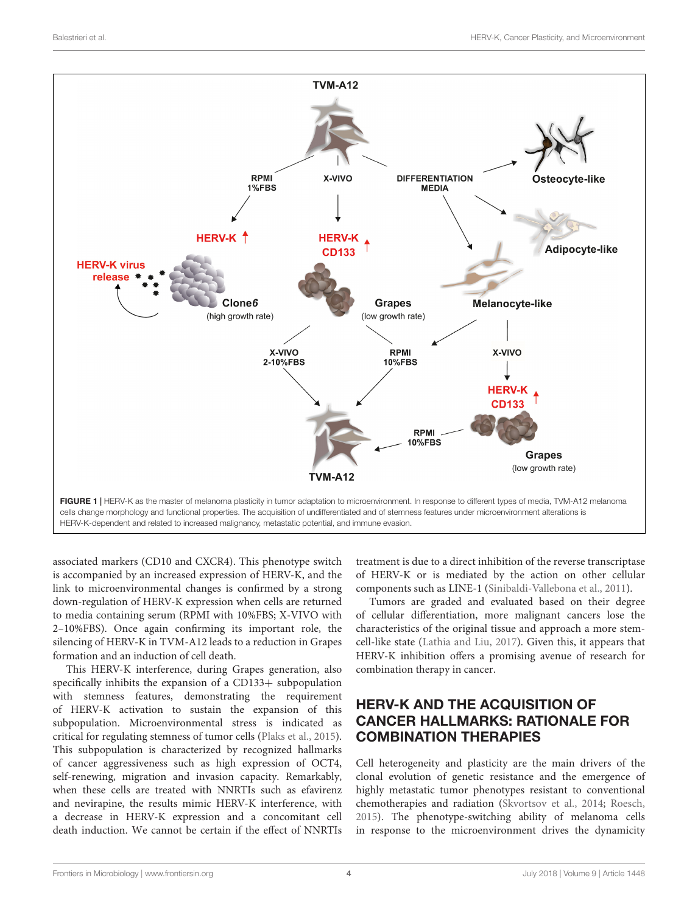**FIGURE 1 |** HERV-K as the master of melanoma plasticity in tumor adaptation to microenvironment. In response to different types of media, TVM-A12 melanoma cells change morphology and functional properties. The acquisition of undifferentiated and of stemness features under microenvironment alterations is HERV-K-dependent and related to increased malignancy, metastatic potential, and immune evasion.

associated markers (CD10 and CXCR4). This phenotype switch is accompanied by an increased expression of HERV-K, and the link to microenvironmental changes is confirmed by a strong down-regulation of HERV-K expression when cells are returned to media containing serum (RPMI with 10%FBS; X-VIVO with 2–10%FBS). Once again confirming its important role, the silencing of HERV-K in TVM-A12 leads to a reduction in Grapes formation and an induction of cell death.

This HERV-K interference, during Grapes generation, also specifically inhibits the expansion of a CD133+ subpopulation with stemness features, demonstrating the requirement of HERV-K activation to sustain the expansion of this subpopulation. Microenvironmental stress is indicated as critical for regulating stemness of tumor cells (Plaks et al., 2015). This subpopulation is characterized by recognized hallmarks of cancer aggressiveness such as high expression of OCT4, self-renewing, migration and invasion capacity. Remarkably, when these cells are treated with NNRTIs such as efavirenz and nevirapine, the results mimic HERV-K interference, with a decrease in HERV-K expression and a concomitant cell death induction. We cannot be certain if the effect of NNRTIs treatment is due to a direct inhibition of the reverse transcriptase of HERV-K or is mediated by the action on other cellular components such as LINE-1 (Sinibaldi-Vallebona et al., 2011).

Tumors are graded and evaluated based on their degree of cellular differentiation, more malignant cancers lose the characteristics of the original tissue and approach a more stem-cell-like state (Lathia and Liu, 2017). Given this, it appears that HERV-K inhibition offers a promising avenue of research for combination therapy in cancer.

## HERV-K AND THE ACQUISITION OF CANCER HALLMARKS: RATIONALE FOR COMBINATION THERAPIES

Cell heterogeneity and plasticity are the main drivers of the clonal evolution of genetic resistance and the emergence of highly metastatic tumor phenotypes resistant to conventional chemotherapies and radiation (Skvortsov et al., 2014; Roesch, 2015). The phenotype-switching ability of melanoma cells in response to the microenvironment drives the dynamicity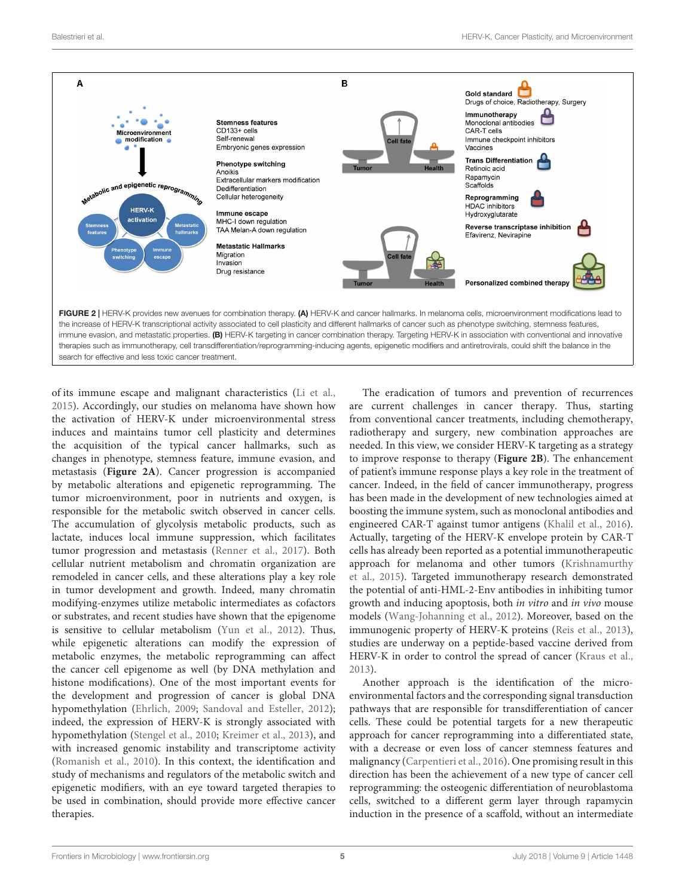**FIGURE 2** | HERV-K provides new avenues for combination therapy. **(A)** HERV-K and cancer hallmarks. In melanoma cells, microenvironment modifications lead to the increase of HERV-K transcriptional activity associated to cell plasticity and different hallmarks of cancer such as phenotype switching, stemness features, immune evasion, and metastatic properties. **(B)** HERV-K targeting in cancer combination therapy. Targeting HERV-K in association with conventional and innovative therapies such as immunotherapy, cell transdifferentiation/reprogramming-inducing agents, epigenetic modifiers and antiretrovirals, could shift the balance in the search for effective and less toxic cancer treatment.

of its immune escape and malignant characteristics (Li et al., 2015). Accordingly, our studies on melanoma have shown how the activation of HERV-K under microenvironmental stress induces and maintains tumor cell plasticity and determines the acquisition of the typical cancer hallmarks, such as changes in phenotype, stemness feature, immune evasion, and metastasis (**Figure 2A**). Cancer progression is accompanied by metabolic alterations and epigenetic reprogramming. The tumor microenvironment, poor in nutrients and oxygen, is responsible for the metabolic switch observed in cancer cells. The accumulation of glycolysis metabolic products, such as lactate, induces local immune suppression, which facilitates tumor progression and metastasis (Renner et al., 2017). Both cellular nutrient metabolism and chromatin organization are remodeled in cancer cells, and these alterations play a key role in tumor development and growth. Indeed, many chromatin modifying-enzymes utilize metabolic intermediates as cofactors or substrates, and recent studies have shown that the epigenome is sensitive to cellular metabolism (Yun et al., 2012). Thus, while epigenetic alterations can modify the expression of metabolic enzymes, the metabolic reprogramming can affect the cancer cell epigenome as well (by DNA methylation and histone modifications). One of the most important events for the development and progression of cancer is global DNA hypomethylation (Ehrlich, 2009; Sandoval and Esteller, 2012); indeed, the expression of HERV-K is strongly associated with hypomethylation (Stengel et al., 2010; Kreimer et al., 2013), and with increased genomic instability and transcriptome activity (Romanish et al., 2010). In this context, the identification and study of mechanisms and regulators of the metabolic switch and epigenetic modifiers, with an eye toward targeted therapies to be used in combination, should provide more effective cancer therapies.

The eradication of tumors and prevention of recurrences are current challenges in cancer therapy. Thus, starting from conventional cancer treatments, including chemotherapy, radiotherapy and surgery, new combination approaches are needed. In this view, we consider HERV-K targeting as a strategy to improve response to therapy (**Figure 2B**). The enhancement of patient's immune response plays a key role in the treatment of cancer. Indeed, in the field of cancer immunotherapy, progress has been made in the development of new technologies aimed at boosting the immune system, such as monoclonal antibodies and engineered CAR-T against tumor antigens (Khalil et al., 2016). Actually, targeting of the HERV-K envelope protein by CAR-T cells has already been reported as a potential immunotherapeutic approach for melanoma and other tumors (Krishnamurthy et al., 2015). Targeted immunotherapy research demonstrated the potential of anti-HML-2-Env antibodies in inhibiting tumor growth and inducing apoptosis, both *in vitro* and *in vivo* mouse models (Wang-Johanning et al., 2012). Moreover, based on the immunogenic property of HERV-K proteins (Reis et al., 2013), studies are underway on a peptide-based vaccine derived from HERV-K in order to control the spread of cancer (Kraus et al., 2013).

Another approach is the identification of the microenvironmental factors and the corresponding signal transduction pathways that are responsible for transdifferentiation of cancer cells. These could be potential targets for a new therapeutic approach for cancer reprogramming into a differentiated state, with a decrease or even loss of cancer stemness features and malignancy (Carpentieri et al., 2016). One promising result in this direction has been the achievement of a new type of cancer cell reprogramming: the osteogenic differentiation of neuroblastoma cells, switched to a different germ layer through rapamycin induction in the presence of a scaffold, without an intermediate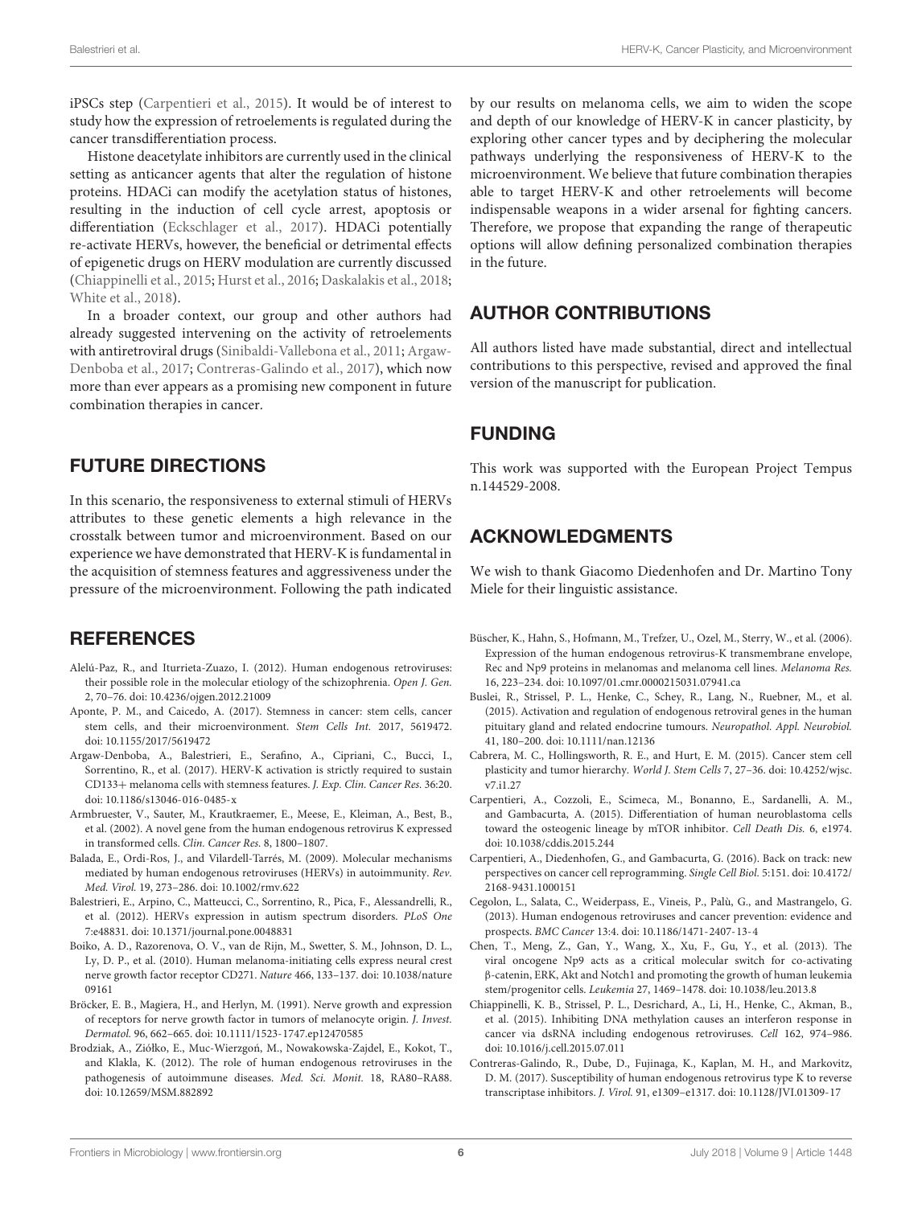iPSCs step (Carpentieri et al., 2015). It would be of interest to study how the expression of retroelements is regulated during the cancer transdifferentiation process.

Histone deacetylate inhibitors are currently used in the clinical setting as anticancer agents that alter the regulation of histone proteins. HDACi can modify the acetylation status of histones, resulting in the induction of cell cycle arrest, apoptosis or differentiation (Eckschlager et al., 2017). HDACi potentially re-activate HERVs, however, the beneficial or detrimental effects of epigenetic drugs on HERV modulation are currently discussed (Chiappinelli et al., 2015; Hurst et al., 2016; Daskalakis et al., 2018; White et al., 2018).

In a broader context, our group and other authors had already suggested intervening on the activity of retroelements with antiretroviral drugs (Sinibaldi-Vallebona et al., 2011; Argaw-Denboba et al., 2017; Contreras-Galindo et al., 2017), which now more than ever appears as a promising new component in future combination therapies in cancer.

## FUTURE DIRECTIONS

In this scenario, the responsiveness to external stimuli of HERVs attributes to these genetic elements a high relevance in the crosstalk between tumor and microenvironment. Based on our experience we have demonstrated that HERV-K is fundamental in the acquisition of stemness features and aggressiveness under the pressure of the microenvironment. Following the path indicated by our results on melanoma cells, we aim to widen the scope and depth of our knowledge of HERV-K in cancer plasticity, by exploring other cancer types and by deciphering the molecular pathways underlying the responsiveness of HERV-K to the microenvironment. We believe that future combination therapies able to target HERV-K and other retroelements will become indispensable weapons in a wider arsenal for fighting cancers. Therefore, we propose that expanding the range of therapeutic options will allow defining personalized combination therapies in the future.

## AUTHOR CONTRIBUTIONS

All authors listed have made substantial, direct and intellectual contributions to this perspective, revised and approved the final version of the manuscript for publication.

## FUNDING

This work was supported with the European Project Tempus n.144529-2008.

## ACKNOWLEDGMENTS

We wish to thank Giacomo Diedenhofen and Dr. Martino Tony Miele for their linguistic assistance.

## REFERENCES

Alelú-Paz, R., and Iturrieta-Zuazo, I. (2012). Human endogenous retroviruses: their possible role in the molecular etiology of the schizophrenia. *Open J. Gen.* 2, 70–76. doi: 10.4236/ojgen.2012.21009

Aponte, P. M., and Caicedo, A. (2017). Stemness in cancer: stem cells, cancer stem cells, and their microenvironment. *Stem Cells Int.* 2017, 5619472. doi: 10.1155/2017/5619472

Argaw-Denboba, A., Balestrieri, E., Serafino, A., Cipriani, C., Bucci, I., Sorrentino, R., et al. (2017). HERV-K activation is strictly required to sustain CD133+ melanoma cells with stemness features. *J. Exp. Clin. Cancer Res.* 36:20. doi: 10.1186/s13046-016-0485-x

Armbruester, V., Sauter, M., Krautkraemer, E., Meese, E., Kleiman, A., Best, B., et al. (2002). A novel gene from the human endogenous retrovirus K expressed in transformed cells. *Clin. Cancer Res.* 8, 1800–1807.

Balada, E., Ordi-Ros, J., and Vilardell-Tarrés, M. (2009). Molecular mechanisms mediated by human endogenous retroviruses (HERVs) in autoimmunity. *Rev. Med. Virol.* 19, 273–286. doi: 10.1002/rmv.622

Balestrieri, E., Arpino, C., Matteucci, C., Sorrentino, R., Pica, F., Alessandrelli, R., et al. (2012). HERVs expression in autism spectrum disorders. *PLoS One* 7:e48831. doi: 10.1371/journal.pone.0048831

Boiko, A. D., Razorenova, O. V., van de Rijn, M., Swetter, S. M., Johnson, D. L., Ly, D. P., et al. (2010). Human melanoma-initiating cells express neural crest nerve growth factor receptor CD271. *Nature* 466, 133–137. doi: 10.1038/nature09161

Bröcker, E. B., Magiera, H., and Herlyn, M. (1991). Nerve growth and expression of receptors for nerve growth factor in tumors of melanocyte origin. *J. Invest. Dermatol.* 96, 662–665. doi: 10.1111/1523-1747.ep12470585

Brodziak, A., Ziółko, E., Muc-Wierzgoń, M., Nowakowska-Zajdel, E., Kokot, T., and Klakla, K. (2012). The role of human endogenous retroviruses in the pathogenesis of autoimmune diseases. *Med. Sci. Monit.* 18, RA80–RA88. doi: 10.12659/MSM.882892

Büscher, K., Hahn, S., Hofmann, M., Trefzer, U., Ozel, M., Sterry, W., et al. (2006). Expression of the human endogenous retrovirus-K transmembrane envelope, Rec and Np9 proteins in melanomas and melanoma cell lines. *Melanoma Res.* 16, 223–234. doi: 10.1097/01.cmr.0000215031.07941.ca

Buslei, R., Strissel, P. L., Henke, C., Schey, R., Lang, N., Ruebner, M., et al. (2015). Activation and regulation of endogenous retroviral genes in the human pituitary gland and related endocrine tumours. *Neuropathol. Appl. Neurobiol.* 41, 180–200. doi: 10.1111/nan.12136

Cabrera, M. C., Hollingsworth, R. E., and Hurt, E. M. (2015). Cancer stem cell plasticity and tumor hierarchy. *World J. Stem Cells* 7, 27–36. doi: 10.4252/wjsc.v7.i1.27

Carpentieri, A., Cozzoli, E., Scimeca, M., Bonanno, E., Sardanelli, A. M., and Gambacurta, A. (2015). Differentiation of human neuroblastoma cells toward the osteogenic lineage by mTOR inhibitor. *Cell Death Dis.* 6, e1974. doi: 10.1038/cddis.2015.244

Carpentieri, A., Diedenhofen, G., and Gambacurta, G. (2016). Back on track: new perspectives on cancer cell reprogramming. *Single Cell Biol.* 5:151. doi: 10.4172/2168-9431.1000151

Cegolon, L., Salata, C., Weiderpass, E., Vineis, P., Palù, G., and Mastrangelo, G. (2013). Human endogenous retroviruses and cancer prevention: evidence and prospects. *BMC Cancer* 13:4. doi: 10.1186/1471-2407-13-4

Chen, T., Meng, Z., Gan, Y., Wang, X., Xu, F., Gu, Y., et al. (2013). The viral oncogene Np9 acts as a critical molecular switch for co-activating β-catenin, ERK, Akt and Notch1 and promoting the growth of human leukemia stem/progenitor cells. *Leukemia* 27, 1469–1478. doi: 10.1038/leu.2013.8

Chiappinelli, K. B., Strissel, P. L., Desrichard, A., Li, H., Henke, C., Akman, B., et al. (2015). Inhibiting DNA methylation causes an interferon response in cancer via dsRNA including endogenous retroviruses. *Cell* 162, 974–986. doi: 10.1016/j.cell.2015.07.011

Contreras-Galindo, R., Dube, D., Fujinaga, K., Kaplan, M. H., and Markovitz, D. M. (2017). Susceptibility of human endogenous retrovirus type K to reverse transcriptase inhibitors. *J. Virol.* 91, e1309–e1317. doi: 10.1128/JVI.01309-17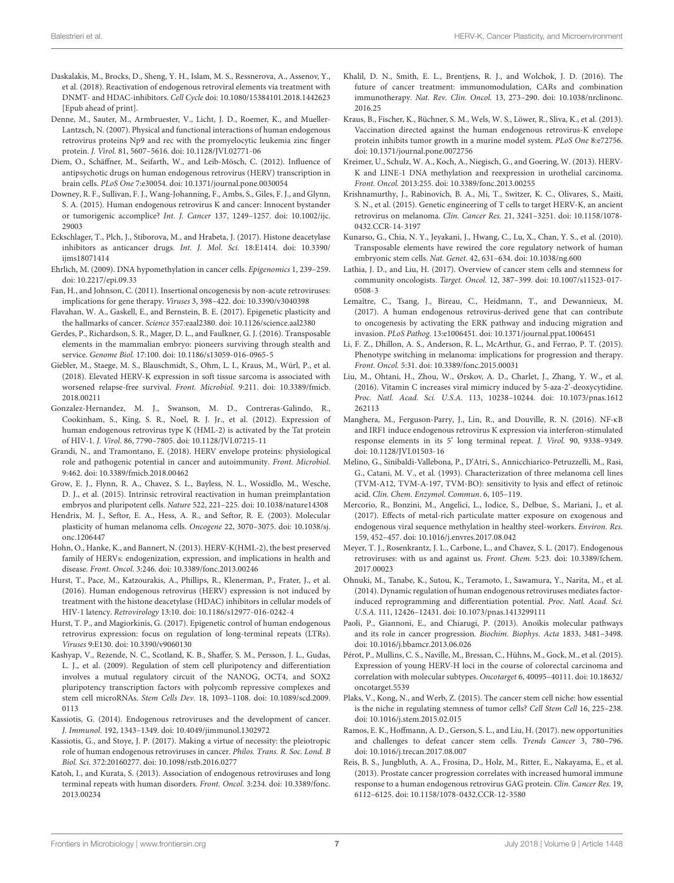Daskalakis, M., Brocks, D., Sheng, Y. H., Islam, M. S., Ressnerova, A., Assenov, Y., et al. (2018). Reactivation of endogenous retroviral elements via treatment with DNMT- and HDAC-inhibitors. *Cell Cycle* doi: 10.1080/15384101.2018.1442623 [Epub ahead of print].

Denne, M., Sauter, M., Armbruester, V., Licht, J. D., Roemer, K., and Mueller-Lantzsch, N. (2007). Physical and functional interactions of human endogenous retrovirus proteins Np9 and rec with the promyelocytic leukemia zinc finger protein. *J. Virol.* 81, 5607–5616. doi: 10.1128/JVI.02771-06

Diem, O., Schäffner, M., Seifarth, W., and Leib-Mösch, C. (2012). Influence of antipsychotic drugs on human endogenous retrovirus (HERV) transcription in brain cells. *PLoS One* 7:e30054. doi: 10.1371/journal.pone.0030054

Downey, R. F., Sullivan, F. J., Wang-Johanning, F., Ambs, S., Giles, F. J., and Glynn, S. A. (2015). Human endogenous retrovirus K and cancer: Innocent bystander or tumorigenic accomplice? *Int. J. Cancer* 137, 1249–1257. doi: 10.1002/ijc.29003

Eckschlager, T., Plch, J., Stiborova, M., and Hrabeta, J. (2017). Histone deacetylase inhibitors as anticancer drugs. *Int. J. Mol. Sci.* 18:E1414. doi: 10.3390/ijms18071414

Ehrlich, M. (2009). DNA hypomethylation in cancer cells. *Epigenomics* 1, 239–259. doi: 10.2217/epi.09.33

Fan, H., and Johnson, C. (2011). Insertional oncogenesis by non-acute retroviruses: implications for gene therapy. *Viruses* 3, 398–422. doi: 10.3390/v3040398

Flavahan, W. A., Gaskell, E., and Bernstein, B. E. (2017). Epigenetic plasticity and the hallmarks of cancer. *Science* 357:eaal2380. doi: 10.1126/science.aal2380

Gerdes, P., Richardson, S. R., Mager, D. L., and Faulkner, G. J. (2016). Transposable elements in the mammalian embryo: pioneers surviving through stealth and service. *Genome Biol.* 17:100. doi: 10.1186/s13059-016-0965-5

Giebler, M., Staege, M. S., Blauschmidt, S., Ohm, L. I., Kraus, M., Würl, P., et al. (2018). Elevated HERV-K expression in soft tissue sarcoma is associated with worsened relapse-free survival. *Front. Microbiol.* 9:211. doi: 10.3389/fmicb.2018.00211

Gonzalez-Hernandez, M. J., Swanson, M. D., Contreras-Galindo, R., Cookinham, S., King, S. R., Noel, R. J. Jr., et al. (2012). Expression of human endogenous retrovirus type K (HML-2) is activated by the Tat protein of HIV-1. *J. Virol.* 86, 7790–7805. doi: 10.1128/JVI.07215-11

Grandi, N., and Tramontano, E. (2018). HERV envelope proteins: physiological role and pathogenic potential in cancer and autoimmunity. *Front. Microbiol.* 9:462. doi: 10.3389/fmicb.2018.00462

Grow, E. J., Flynn, R. A., Chavez, S. L., Bayless, N. L., Wossidlo, M., Wesche, D. J., et al. (2015). Intrinsic retroviral reactivation in human preimplantation embryos and pluripotent cells. *Nature* 522, 221–225. doi: 10.1038/nature14308

Hendrix, M. J., Seftor, E. A., Hess, A. R., and Seftor, R. E. (2003). Molecular plasticity of human melanoma cells. *Oncogene* 22, 3070–3075. doi: 10.1038/sj.onc.1206447

Hohn, O., Hanke, K., and Bannert, N. (2013). HERV-K(HML-2), the best preserved family of HERVs: endogenization, expression, and implications in health and disease. *Front. Oncol.* 3:246. doi: 10.3389/fonc.2013.00246

Hurst, T., Pace, M., Katzourakis, A., Phillips, R., Klenerman, P., Frater, J., et al. (2016). Human endogenous retrovirus (HERV) expression is not induced by treatment with the histone deacetylase (HDAC) inhibitors in cellular models of HIV-1 latency. *Retrovirology* 13:10. doi: 10.1186/s12977-016-0242-4

Hurst, T. P., and Magiorkinis, G. (2017). Epigenetic control of human endogenous retrovirus expression: focus on regulation of long-terminal repeats (LTRs). *Viruses* 9:E130. doi: 10.3390/v9060130

Kashyap, V., Rezende, N. C., Scotland, K. B., Shaffer, S. M., Persson, J. L., Gudas, L. J., et al. (2009). Regulation of stem cell pluripotency and differentiation involves a mutual regulatory circuit of the NANOG, OCT4, and SOX2 pluripotency transcription factors with polycomb repressive complexes and stem cell microRNAs. *Stem Cells Dev.* 18, 1093–1108. doi: 10.1089/scd.2009.0113

Kassiotis, G. (2014). Endogenous retroviruses and the development of cancer. *J. Immunol.* 192, 1343–1349. doi: 10.4049/jimmunol.1302972

Kassiotis, G., and Stoye, J. P. (2017). Making a virtue of necessity: the pleiotropic role of human endogenous retroviruses in cancer. *Philos. Trans. R. Soc. Lond. B Biol. Sci.* 372:20160277. doi: 10.1098/rstb.2016.0277

Katoh, I., and Kurata, S. (2013). Association of endogenous retroviruses and long terminal repeats with human disorders. *Front. Oncol.* 3:234. doi: 10.3389/fonc.2013.00234

Khalil, D. N., Smith, E. L., Brentjens, R. J., and Wolchok, J. D. (2016). The future of cancer treatment: immunomodulation, CARs and combination immunotherapy. *Nat. Rev. Clin. Oncol.* 13, 273–290. doi: 10.1038/nrclinonc.2016.25

Kraus, B., Fischer, K., Büchner, S. M., Wels, W. S., Löwer, R., Sliva, K., et al. (2013). Vaccination directed against the human endogenous retrovirus-K envelope protein inhibits tumor growth in a murine model system. *PLoS One* 8:e72756. doi: 10.1371/journal.pone.0072756

Kreimer, U., Schulz, W. A., Koch, A., Niegisch, G., and Goering, W. (2013). HERV-K and LINE-1 DNA methylation and reexpression in urothelial carcinoma. *Front. Oncol.* 2013:255. doi: 10.3389/fonc.2013.00255

Krishnamurthy, J., Rabinovich, B. A., Mi, T., Switzer, K. C., Olivares, S., Maiti, S. N., et al. (2015). Genetic engineering of T cells to target HERV-K, an ancient retrovirus on melanoma. *Clin. Cancer Res.* 21, 3241–3251. doi: 10.1158/1078-0432.CCR-14-3197

Kunarso, G., Chia, N. Y., Jeyakani, J., Hwang, C., Lu, X., Chan, Y. S., et al. (2010). Transposable elements have rewired the core regulatory network of human embryonic stem cells. *Nat. Genet.* 42, 631–634. doi: 10.1038/ng.600

Lathia, J. D., and Liu, H. (2017). Overview of cancer stem cells and stemness for community oncologists. *Target. Oncol.* 12, 387–399. doi: 10.1007/s11523-017-0508-3

Lemaître, C., Tsang, J., Bireau, C., Heidmann, T., and Dewannieux, M. (2017). A human endogenous retrovirus-derived gene that can contribute to oncogenesis by activating the ERK pathway and inducing migration and invasion. *PLoS Pathog.* 13:e1006451. doi: 10.1371/journal.ppat.1006451

Li, F. Z., Dhillon, A. S., Anderson, R. L., McArthur, G., and Ferrao, P. T. (2015). Phenotype switching in melanoma: implications for progression and therapy. *Front. Oncol.* 5:31. doi: 10.3389/fonc.2015.00031

Liu, M., Ohtani, H., Zhou, W., Ørskov, A. D., Charlet, J., Zhang, Y. W., et al. (2016). Vitamin C increases viral mimicry induced by 5-aza-2'-deoxycytidine. *Proc. Natl. Acad. Sci. U.S.A.* 113, 10238–10244. doi: 10.1073/pnas.1612262113

Manghera, M., Ferguson-Parry, J., Lin, R., and Douville, R. N. (2016). NF-κB and IRF1 induce endogenous retrovirus K expression via interferon-stimulated response elements in its 5' long terminal repeat. *J. Virol.* 90, 9338–9349. doi: 10.1128/JVI.01503-16

Melino, G., Sinibaldi-Vallebona, P., D'Atri, S., Annicchiarico-Petruzzelli, M., Rasi, G., Catani, M. V., et al. (1993). Characterization of three melanoma cell lines (TVM-A12, TVM-A-197, TVM-BO): sensitivity to lysis and effect of retinoic acid. *Clin. Chem. Enzymol. Commun.* 6, 105–119.

Mercorio, R., Bonzini, M., Angelici, L., Iodice, S., Delbue, S., Mariani, J., et al. (2017). Effects of metal-rich particulate matter exposure on exogenous and endogenous viral sequence methylation in healthy steel-workers. *Environ. Res.* 159, 452–457. doi: 10.1016/j.envres.2017.08.042

Meyer, T. J., Rosenkrantz, J. L., Carbone, L., and Chavez, S. L. (2017). Endogenous retroviruses: with us and against us. *Front. Chem.* 5:23. doi: 10.3389/fchem.2017.00023

Ohnuki, M., Tanabe, K., Sutou, K., Teramoto, I., Sawamura, Y., Narita, M., et al. (2014). Dynamic regulation of human endogenous retroviruses mediates factor-induced reprogramming and differentiation potential. *Proc. Natl. Acad. Sci. U.S.A.* 111, 12426–12431. doi: 10.1073/pnas.1413299111

Paoli, P., Giannoni, E., and Chiarugi, P. (2013). Anoikis molecular pathways and its role in cancer progression. *Biochim. Biophys. Acta* 1833, 3481–3498. doi: 10.1016/j.bbamcr.2013.06.026

Pérot, P., Mullins, C. S., Naville, M., Bressan, C., Hühns, M., Gock, M., et al. (2015). Expression of young HERV-H loci in the course of colorectal carcinoma and correlation with molecular subtypes. *Oncotarget* 6, 40095–40111. doi: 10.18632/oncotarget.5539

Plaks, V., Kong, N., and Werb, Z. (2015). The cancer stem cell niche: how essential is the niche in regulating stemness of tumor cells? *Cell Stem Cell* 16, 225–238. doi: 10.1016/j.stem.2015.02.015

Ramos, E. K., Hoffmann, A. D., Gerson, S. L., and Liu, H. (2017). new opportunities and challenges to defeat cancer stem cells. *Trends Cancer* 3, 780–796. doi: 10.1016/j.trecan.2017.08.007

Reis, B. S., Jungbluth, A. A., Frosina, D., Holz, M., Ritter, E., Nakayama, E., et al. (2013). Prostate cancer progression correlates with increased humoral immune response to a human endogenous retrovirus GAG protein. *Clin. Cancer Res.* 19, 6112–6125. doi: 10.1158/1078-0432.CCR-12-3580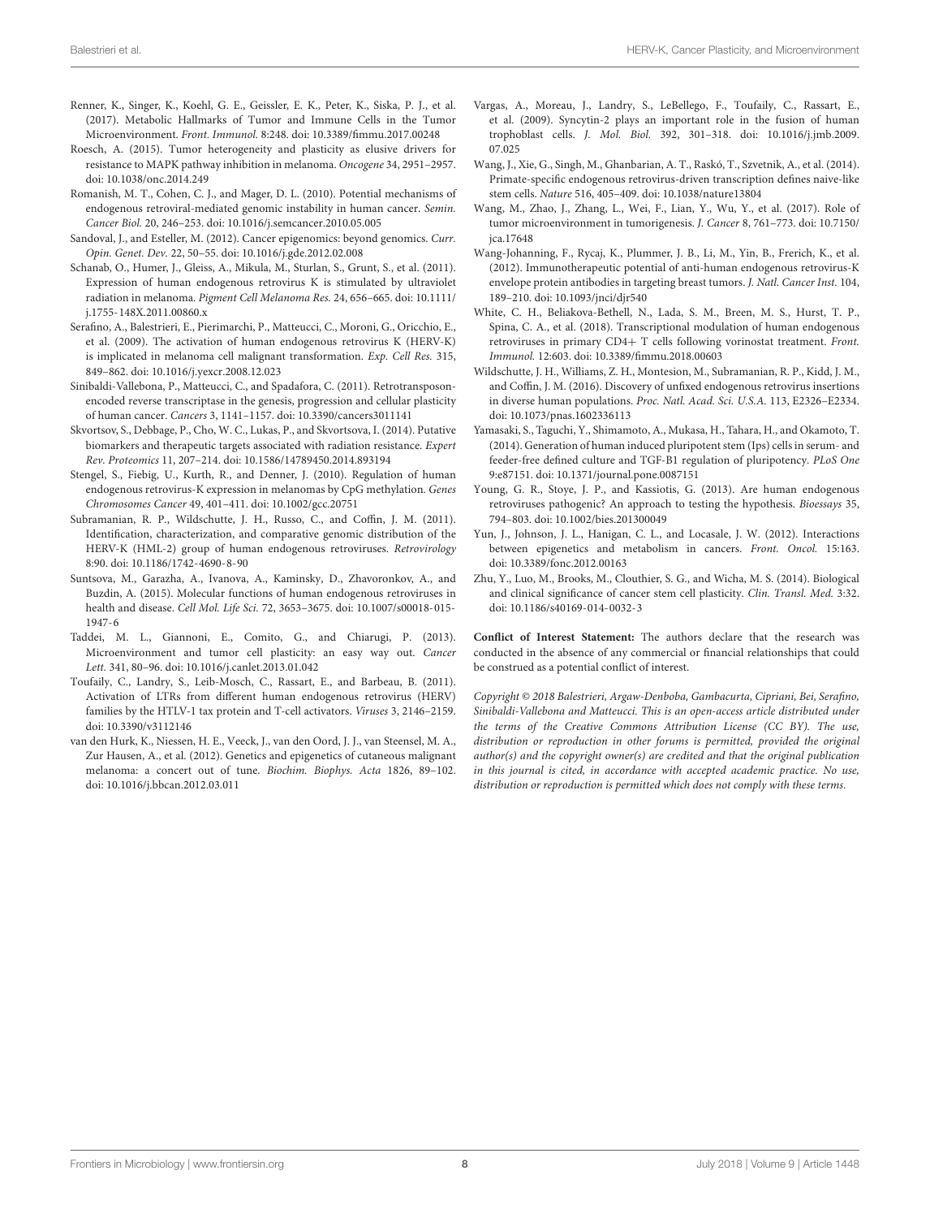Renner, K., Singer, K., Koehl, G. E., Geissler, E. K., Peter, K., Siska, P. J., et al. (2017). Metabolic Hallmarks of Tumor and Immune Cells in the Tumor Microenvironment. *Front. Immunol.* 8:248. doi: 10.3389/fimmu.2017.00248

Roesch, A. (2015). Tumor heterogeneity and plasticity as elusive drivers for resistance to MAPK pathway inhibition in melanoma. *Oncogene* 34, 2951–2957. doi: 10.1038/onc.2014.249

Romanish, M. T., Cohen, C. J., and Mager, D. L. (2010). Potential mechanisms of endogenous retroviral-mediated genomic instability in human cancer. *Semin. Cancer Biol.* 20, 246–253. doi: 10.1016/j.semcancer.2010.05.005

Sandoval, J., and Esteller, M. (2012). Cancer epigenomics: beyond genomics. *Curr. Opin. Genet. Dev.* 22, 50–55. doi: 10.1016/j.gde.2012.02.008

Schanab, O., Humer, J., Gleiss, A., Mikula, M., Sturlan, S., Grunt, S., et al. (2011). Expression of human endogenous retrovirus K is stimulated by ultraviolet radiation in melanoma. *Pigment Cell Melanoma Res.* 24, 656–665. doi: 10.1111/j.1755-148X.2011.00860.x

Serafino, A., Balestrieri, E., Pierimarchi, P., Matteucci, C., Moroni, G., Oricchio, E., et al. (2009). The activation of human endogenous retrovirus K (HERV-K) is implicated in melanoma cell malignant transformation. *Exp. Cell Res.* 315, 849–862. doi: 10.1016/j.yexcr.2008.12.023

Sinibaldi-Vallebona, P., Matteucci, C., and Spadafora, C. (2011). Retrotransposon-encoded reverse transcriptase in the genesis, progression and cellular plasticity of human cancer. *Cancers* 3, 1141–1157. doi: 10.3390/cancers3011141

Skvortsov, S., Debbage, P., Cho, W. C., Lukas, P., and Skvortsova, I. (2014). Putative biomarkers and therapeutic targets associated with radiation resistance. *Expert Rev. Proteomics* 11, 207–214. doi: 10.1586/14789450.2014.893194

Stengel, S., Fiebig, U., Kurth, R., and Denner, J. (2010). Regulation of human endogenous retrovirus-K expression in melanomas by CpG methylation. *Genes Chromosomes Cancer* 49, 401–411. doi: 10.1002/gcc.20751

Subramanian, R. P., Wildschutte, J. H., Russo, C., and Coffin, J. M. (2011). Identification, characterization, and comparative genomic distribution of the HERV-K (HML-2) group of human endogenous retroviruses. *Retrovirology* 8:90. doi: 10.1186/1742-4690-8-90

Suntsova, M., Garazha, A., Ivanova, A., Kaminsky, D., Zhavoronkov, A., and Buzdin, A. (2015). Molecular functions of human endogenous retroviruses in health and disease. *Cell Mol. Life Sci.* 72, 3653–3675. doi: 10.1007/s00018-015-1947-6

Taddei, M. L., Giannoni, E., Comito, G., and Chiarugi, P. (2013). Microenvironment and tumor cell plasticity: an easy way out. *Cancer Lett.* 341, 80–96. doi: 10.1016/j.canlet.2013.01.042

Toufaily, C., Landry, S., Leib-Mosch, C., Rassart, E., and Barbeau, B. (2011). Activation of LTRs from different human endogenous retrovirus (HERV) families by the HTLV-1 tax protein and T-cell activators. *Viruses* 3, 2146–2159. doi: 10.3390/v3112146

van den Hurk, K., Niessen, H. E., Veeck, J., van den Oord, J. J., van Steensel, M. A., Zur Hausen, A., et al. (2012). Genetics and epigenetics of cutaneous malignant melanoma: a concert out of tune. *Biochim. Biophys. Acta* 1826, 89–102. doi: 10.1016/j.bbcan.2012.03.011

Vargas, A., Moreau, J., Landry, S., LeBellego, F., Toufaily, C., Rassart, E., et al. (2009). Syncytin-2 plays an important role in the fusion of human trophoblast cells. *J. Mol. Biol.* 392, 301–318. doi: 10.1016/j.jmb.2009.07.025

Wang, J., Xie, G., Singh, M., Ghanbarian, A. T., Raskó, T., Szvetnik, A., et al. (2014). Primate-specific endogenous retrovirus-driven transcription defines naive-like stem cells. *Nature* 516, 405–409. doi: 10.1038/nature13804

Wang, M., Zhao, J., Zhang, L., Wei, F., Lian, Y., Wu, Y., et al. (2017). Role of tumor microenvironment in tumorigenesis. *J. Cancer* 8, 761–773. doi: 10.7150/jca.17648

Wang-Johanning, F., Rycaj, K., Plummer, J. B., Li, M., Yin, B., Frerich, K., et al. (2012). Immunotherapeutic potential of anti-human endogenous retrovirus-K envelope protein antibodies in targeting breast tumors. *J. Natl. Cancer Inst.* 104, 189–210. doi: 10.1093/jnci/djr540

White, C. H., Beliakova-Bethell, N., Lada, S. M., Breen, M. S., Hurst, T. P., Spina, C. A., et al. (2018). Transcriptional modulation of human endogenous retroviruses in primary CD4+ T cells following vorinostat treatment. *Front. Immunol.* 12:603. doi: 10.3389/fimmu.2018.00603

Wildschutte, J. H., Williams, Z. H., Montesion, M., Subramanian, R. P., Kidd, J. M., and Coffin, J. M. (2016). Discovery of unfixed endogenous retrovirus insertions in diverse human populations. *Proc. Natl. Acad. Sci. U.S.A.* 113, E2326–E2334. doi: 10.1073/pnas.1602336113

Yamasaki, S., Taguchi, Y., Shimamoto, A., Mukasa, H., Tahara, H., and Okamoto, T. (2014). Generation of human induced pluripotent stem (Ips) cells in serum- and feeder-free defined culture and TGF-B1 regulation of pluripotency. *PLoS One* 9:e87151. doi: 10.1371/journal.pone.0087151

Young, G. R., Stoye, J. P., and Kassiotis, G. (2013). Are human endogenous retroviruses pathogenic? An approach to testing the hypothesis. *Bioessays* 35, 794–803. doi: 10.1002/bies.201300049

Yun, J., Johnson, J. L., Hanigan, C. L., and Locasale, J. W. (2012). Interactions between epigenetics and metabolism in cancers. *Front. Oncol.* 15:163. doi: 10.3389/fonc.2012.00163

Zhu, Y., Luo, M., Brooks, M., Clouthier, S. G., and Wicha, M. S. (2014). Biological and clinical significance of cancer stem cell plasticity. *Clin. Transl. Med.* 3:32. doi: 10.1186/s40169-014-0032-3

**Conflict of Interest Statement:** The authors declare that the research was conducted in the absence of any commercial or financial relationships that could be construed as a potential conflict of interest.

*Copyright © 2018 Balestrieri, Argaw-Denboba, Gambacurta, Cipriani, Bei, Serafino, Sinibaldi-Vallebona and Matteucci. This is an open-access article distributed under the terms of the Creative Commons Attribution License (CC BY). The use, distribution or reproduction in other forums is permitted, provided the original author(s) and the copyright owner(s) are credited and that the original publication in this journal is cited, in accordance with accepted academic practice. No use, distribution or reproduction is permitted which does not comply with these terms.*